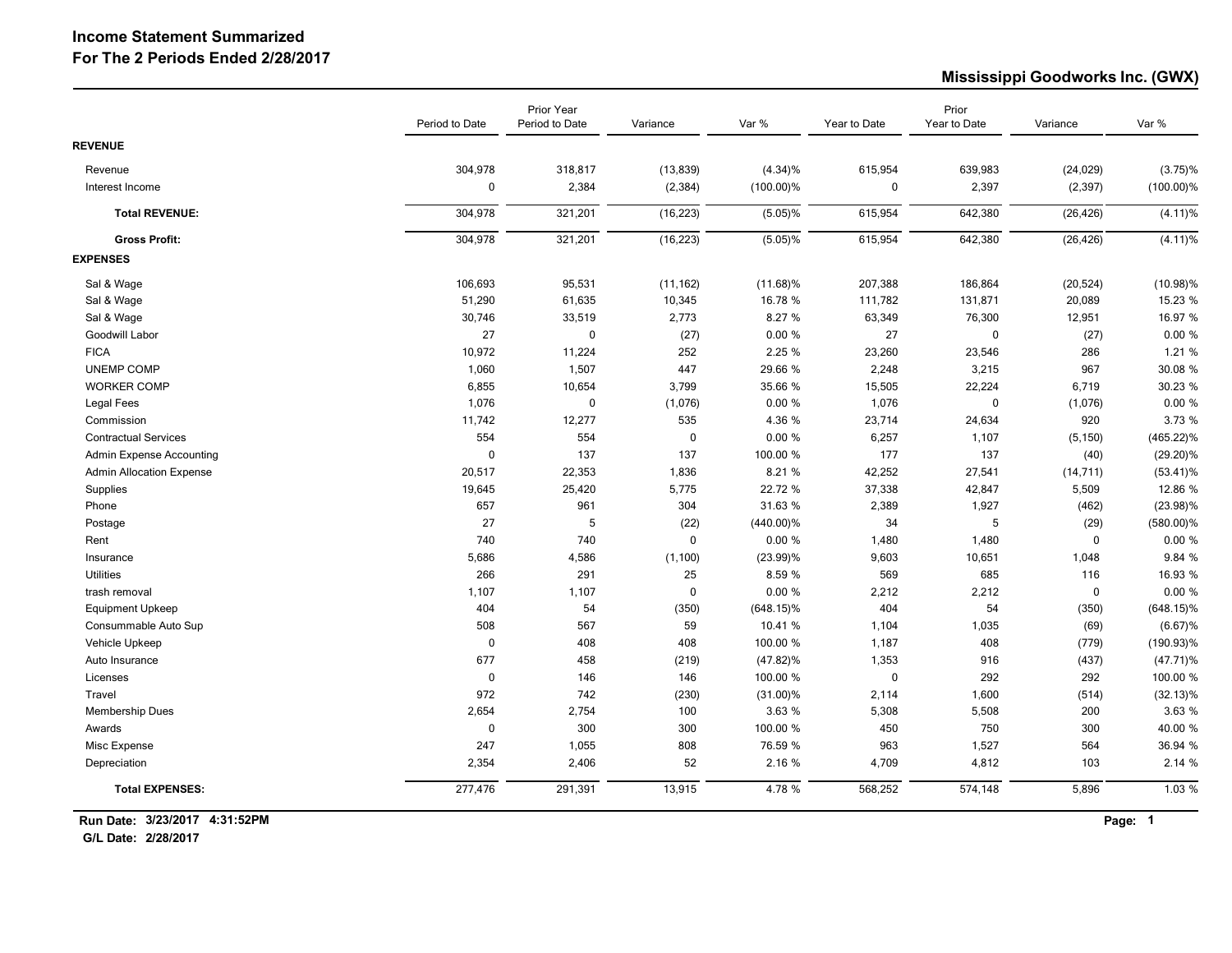# Income Statement Summarized
## For The 2 Periods Ended 2/28/2017

**Mississippi Goodworks Inc. (GWX)**

| | Period to Date | Prior Year Period to Date | Variance | Var % | Year to Date | Prior Year to Date | Variance | Var % |
|---|---|---|---|---|---|---|---|---|
| **REVENUE** | | | | | | | | |
| Revenue | 304,978 | 318,817 | (13,839) | (4.34)% | 615,954 | 639,983 | (24,029) | (3.75)% |
| Interest Income | 0 | 2,384 | (2,384) | (100.00)% | 0 | 2,397 | (2,397) | (100.00)% |
| **Total REVENUE:** | 304,978 | 321,201 | (16,223) | (5.05)% | 615,954 | 642,380 | (26,426) | (4.11)% |
| **Gross Profit:** | 304,978 | 321,201 | (16,223) | (5.05)% | 615,954 | 642,380 | (26,426) | (4.11)% |
| **EXPENSES** | | | | | | | | |
| Sal & Wage | 106,693 | 95,531 | (11,162) | (11.68)% | 207,388 | 186,864 | (20,524) | (10.98)% |
| Sal & Wage | 51,290 | 61,635 | 10,345 | 16.78 % | 111,782 | 131,871 | 20,089 | 15.23 % |
| Sal & Wage | 30,746 | 33,519 | 2,773 | 8.27 % | 63,349 | 76,300 | 12,951 | 16.97 % |
| Goodwill Labor | 27 | 0 | (27) | 0.00 % | 27 | 0 | (27) | 0.00 % |
| FICA | 10,972 | 11,224 | 252 | 2.25 % | 23,260 | 23,546 | 286 | 1.21 % |
| UNEMP COMP | 1,060 | 1,507 | 447 | 29.66 % | 2,248 | 3,215 | 967 | 30.08 % |
| WORKER COMP | 6,855 | 10,654 | 3,799 | 35.66 % | 15,505 | 22,224 | 6,719 | 30.23 % |
| Legal Fees | 1,076 | 0 | (1,076) | 0.00 % | 1,076 | 0 | (1,076) | 0.00 % |
| Commission | 11,742 | 12,277 | 535 | 4.36 % | 23,714 | 24,634 | 920 | 3.73 % |
| Contractual Services | 554 | 554 | 0 | 0.00 % | 6,257 | 1,107 | (5,150) | (465.22)% |
| Admin Expense Accounting | 0 | 137 | 137 | 100.00 % | 177 | 137 | (40) | (29.20)% |
| Admin Allocation Expense | 20,517 | 22,353 | 1,836 | 8.21 % | 42,252 | 27,541 | (14,711) | (53.41)% |
| Supplies | 19,645 | 25,420 | 5,775 | 22.72 % | 37,338 | 42,847 | 5,509 | 12.86 % |
| Phone | 657 | 961 | 304 | 31.63 % | 2,389 | 1,927 | (462) | (23.98)% |
| Postage | 27 | 5 | (22) | (440.00)% | 34 | 5 | (29) | (580.00)% |
| Rent | 740 | 740 | 0 | 0.00 % | 1,480 | 1,480 | 0 | 0.00 % |
| Insurance | 5,686 | 4,586 | (1,100) | (23.99)% | 9,603 | 10,651 | 1,048 | 9.84 % |
| Utilities | 266 | 291 | 25 | 8.59 % | 569 | 685 | 116 | 16.93 % |
| trash removal | 1,107 | 1,107 | 0 | 0.00 % | 2,212 | 2,212 | 0 | 0.00 % |
| Equipment Upkeep | 404 | 54 | (350) | (648.15)% | 404 | 54 | (350) | (648.15)% |
| Consummable Auto Sup | 508 | 567 | 59 | 10.41 % | 1,104 | 1,035 | (69) | (6.67)% |
| Vehicle Upkeep | 0 | 408 | 408 | 100.00 % | 1,187 | 408 | (779) | (190.93)% |
| Auto Insurance | 677 | 458 | (219) | (47.82)% | 1,353 | 916 | (437) | (47.71)% |
| Licenses | 0 | 146 | 146 | 100.00 % | 0 | 292 | 292 | 100.00 % |
| Travel | 972 | 742 | (230) | (31.00)% | 2,114 | 1,600 | (514) | (32.13)% |
| Membership Dues | 2,654 | 2,754 | 100 | 3.63 % | 5,308 | 5,508 | 200 | 3.63 % |
| Awards | 0 | 300 | 300 | 100.00 % | 450 | 750 | 300 | 40.00 % |
| Misc Expense | 247 | 1,055 | 808 | 76.59 % | 963 | 1,527 | 564 | 36.94 % |
| Depreciation | 2,354 | 2,406 | 52 | 2.16 % | 4,709 | 4,812 | 103 | 2.14 % |
| **Total EXPENSES:** | 277,476 | 291,391 | 13,915 | 4.78 % | 568,252 | 574,148 | 5,896 | 1.03 % |

**Run Date: 3/23/2017 4:31:52PM**
**G/L Date: 2/28/2017**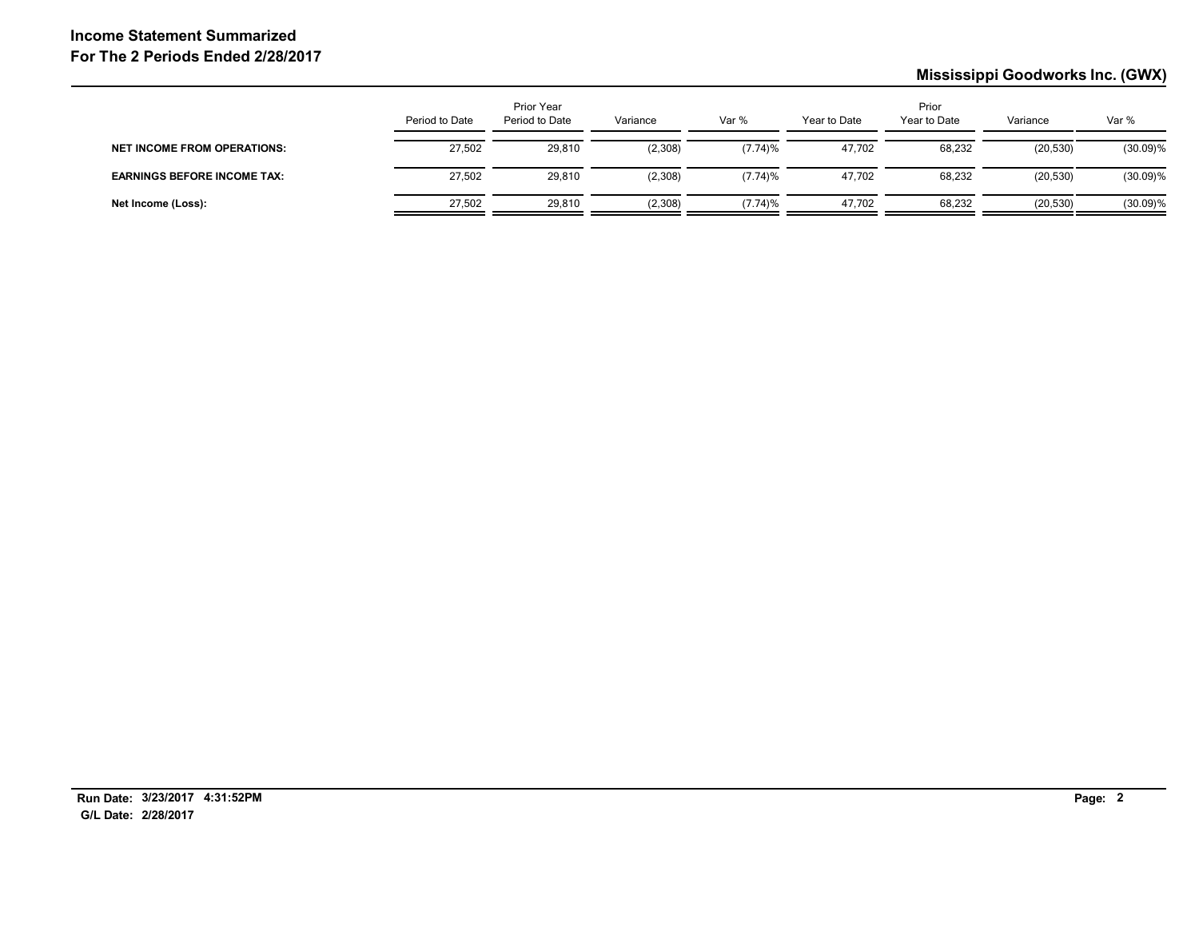# Income Statement Summarized
## For The 2 Periods Ended 2/28/2017

**Mississippi Goodworks Inc. (GWX)**

| | Period to Date | Prior Year Period to Date | Variance | Var % | Year to Date | Prior Year to Date | Variance | Var % |
|---|---|---|---|---|---|---|---|---|
| **NET INCOME FROM OPERATIONS:** | 27,502 | 29,810 | (2,308) | (7.74)% | 47,702 | 68,232 | (20,530) | (30.09)% |
| **EARNINGS BEFORE INCOME TAX:** | 27,502 | 29,810 | (2,308) | (7.74)% | 47,702 | 68,232 | (20,530) | (30.09)% |
| **Net Income (Loss):** | 27,502 | 29,810 | (2,308) | (7.74)% | 47,702 | 68,232 | (20,530) | (30.09)% |

**Run Date: 3/23/2017 4:31:52PM**
**G/L Date: 2/28/2017**